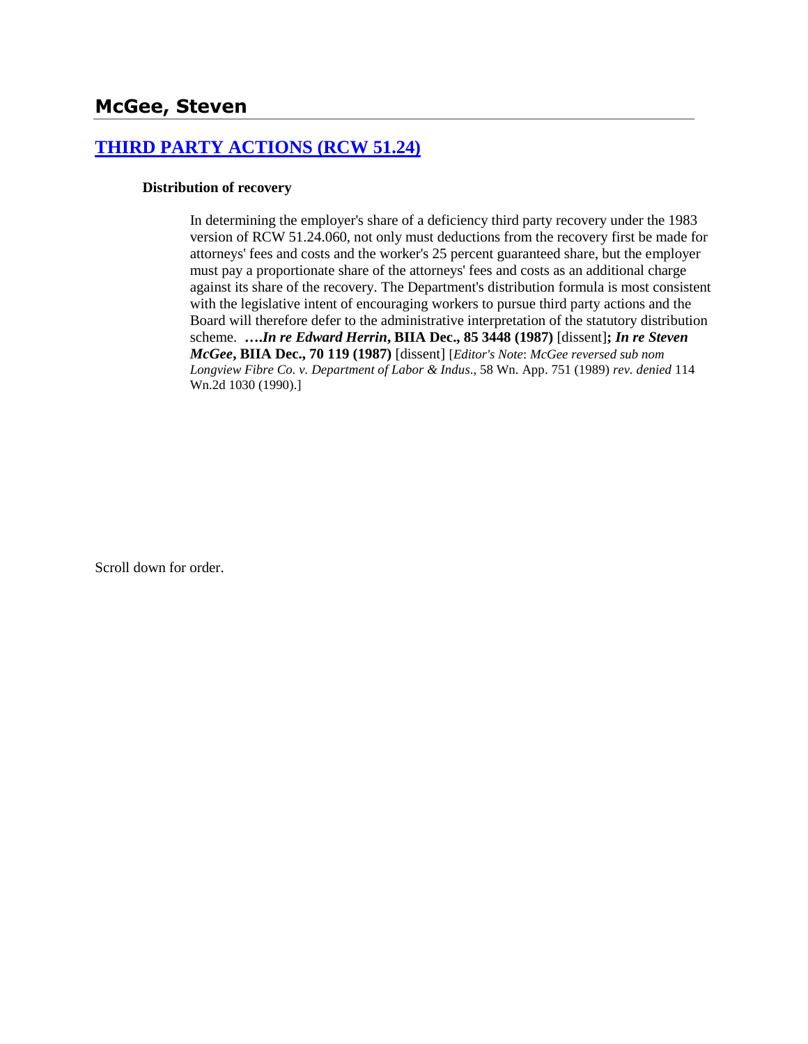# McGee, Steven

## [THIRD PARTY ACTIONS (RCW 51.24)]

**Distribution of recovery**

In determining the employer's share of a deficiency third party recovery under the 1983 version of RCW 51.24.060, not only must deductions from the recovery first be made for attorneys' fees and costs and the worker's 25 percent guaranteed share, but the employer must pay a proportionate share of the attorneys' fees and costs as an additional charge against its share of the recovery. The Department's distribution formula is most consistent with the legislative intent of encouraging workers to pursue third party actions and the Board will therefore defer to the administrative interpretation of the statutory distribution scheme. ***….In re Edward Herrin*, BIIA Dec., 85 3448 (1987)** [dissent]**;** ***In re Steven McGee*, BIIA Dec., 70 119 (1987)** [dissent] [*Editor's Note*: *McGee reversed sub nom Longview Fibre Co. v. Department of Labor & Indus*., 58 Wn. App. 751 (1989) *rev. denied* 114 Wn.2d 1030 (1990).]

Scroll down for order.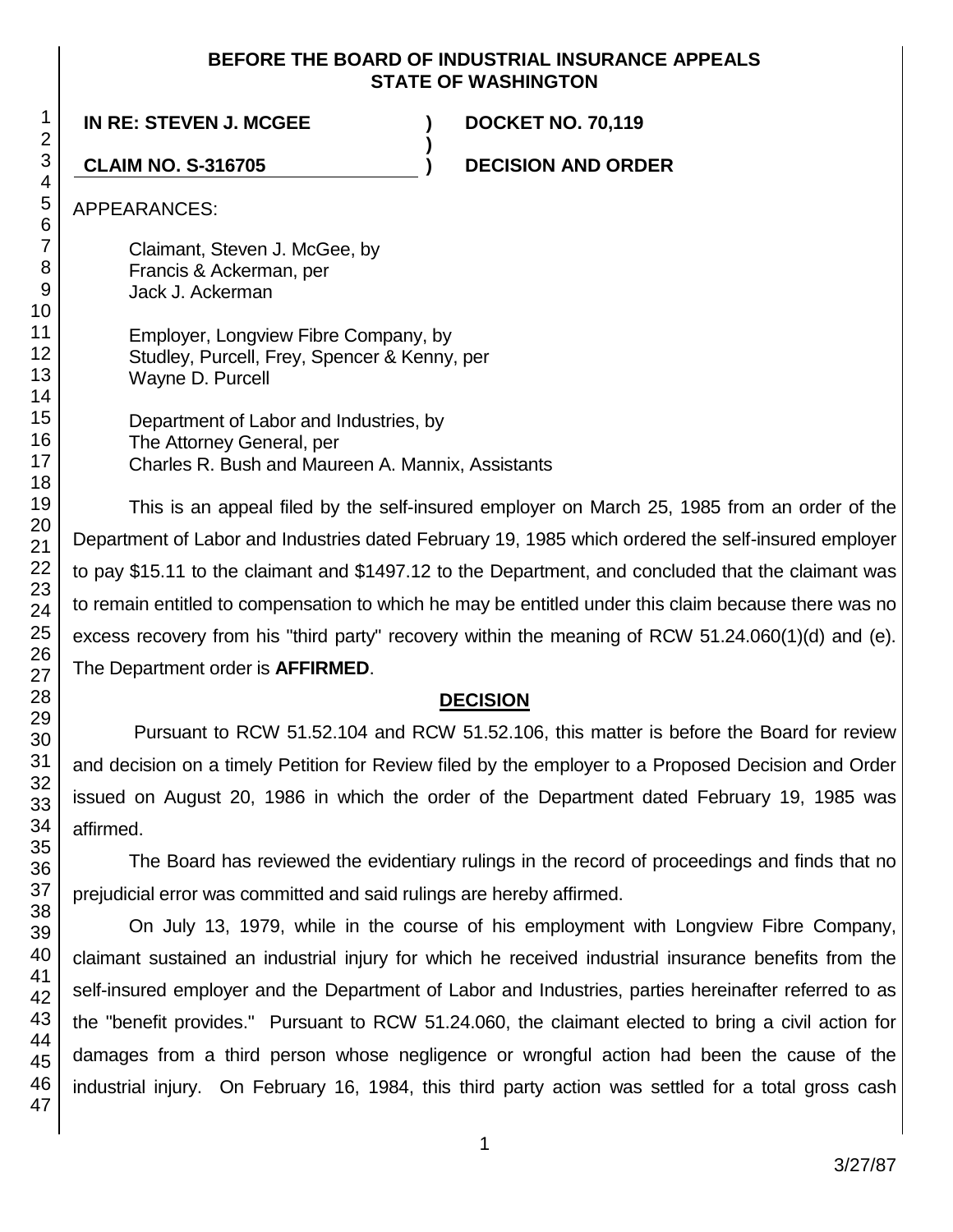**BEFORE THE BOARD OF INDUSTRIAL INSURANCE APPEALS**
**STATE OF WASHINGTON**

| **IN RE: STEVEN J. MCGEE** | **)** | **DOCKET NO. 70,119** |
|---|---|---|
| | **)** | |
| **CLAIM NO. S-316705** | **)** | **DECISION AND ORDER** |

APPEARANCES:

Claimant, Steven J. McGee, by
Francis & Ackerman, per
Jack J. Ackerman

Employer, Longview Fibre Company, by
Studley, Purcell, Frey, Spencer & Kenny, per
Wayne D. Purcell

Department of Labor and Industries, by
The Attorney General, per
Charles R. Bush and Maureen A. Mannix, Assistants

This is an appeal filed by the self-insured employer on March 25, 1985 from an order of the Department of Labor and Industries dated February 19, 1985 which ordered the self-insured employer to pay $15.11 to the claimant and $1497.12 to the Department, and concluded that the claimant was to remain entitled to compensation to which he may be entitled under this claim because there was no excess recovery from his "third party" recovery within the meaning of RCW 51.24.060(1)(d) and (e). The Department order is **AFFIRMED**.

## DECISION

Pursuant to RCW 51.52.104 and RCW 51.52.106, this matter is before the Board for review and decision on a timely Petition for Review filed by the employer to a Proposed Decision and Order issued on August 20, 1986 in which the order of the Department dated February 19, 1985 was affirmed.

The Board has reviewed the evidentiary rulings in the record of proceedings and finds that no prejudicial error was committed and said rulings are hereby affirmed.

On July 13, 1979, while in the course of his employment with Longview Fibre Company, claimant sustained an industrial injury for which he received industrial insurance benefits from the self-insured employer and the Department of Labor and Industries, parties hereinafter referred to as the "benefit provides." Pursuant to RCW 51.24.060, the claimant elected to bring a civil action for damages from a third person whose negligence or wrongful action had been the cause of the industrial injury. On February 16, 1984, this third party action was settled for a total gross cash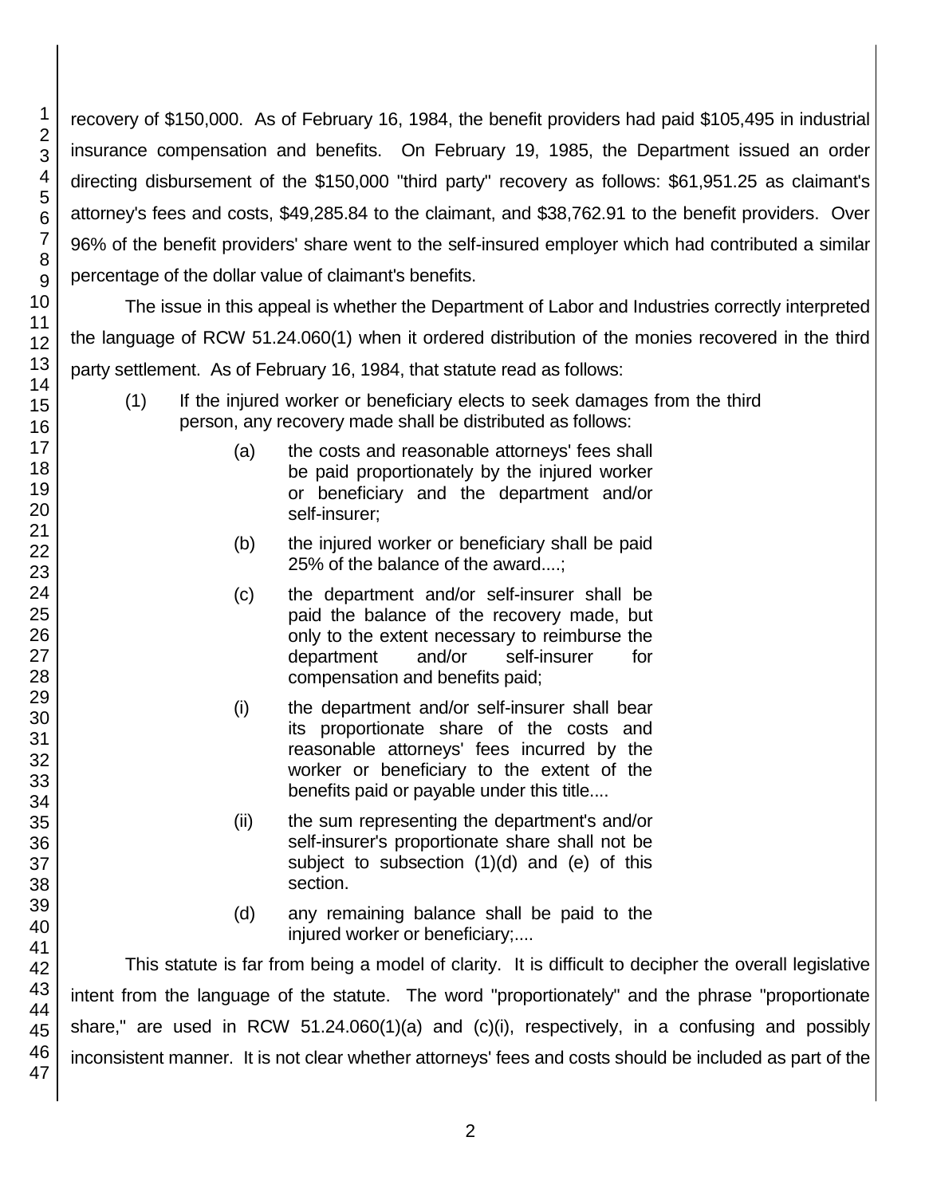recovery of $150,000. As of February 16, 1984, the benefit providers had paid $105,495 in industrial insurance compensation and benefits. On February 19, 1985, the Department issued an order directing disbursement of the $150,000 "third party" recovery as follows: $61,951.25 as claimant's attorney's fees and costs, $49,285.84 to the claimant, and $38,762.91 to the benefit providers. Over 96% of the benefit providers' share went to the self-insured employer which had contributed a similar percentage of the dollar value of claimant's benefits.

The issue in this appeal is whether the Department of Labor and Industries correctly interpreted the language of RCW 51.24.060(1) when it ordered distribution of the monies recovered in the third party settlement. As of February 16, 1984, that statute read as follows:

> (1) If the injured worker or beneficiary elects to seek damages from the third person, any recovery made shall be distributed as follows:
>
> (a) the costs and reasonable attorneys' fees shall be paid proportionately by the injured worker or beneficiary and the department and/or self-insurer;
>
> (b) the injured worker or beneficiary shall be paid 25% of the balance of the award....;
>
> (c) the department and/or self-insurer shall be paid the balance of the recovery made, but only to the extent necessary to reimburse the department and/or self-insurer for compensation and benefits paid;
>
> (i) the department and/or self-insurer shall bear its proportionate share of the costs and reasonable attorneys' fees incurred by the worker or beneficiary to the extent of the benefits paid or payable under this title....
>
> (ii) the sum representing the department's and/or self-insurer's proportionate share shall not be subject to subsection (1)(d) and (e) of this section.
>
> (d) any remaining balance shall be paid to the injured worker or beneficiary;....

This statute is far from being a model of clarity. It is difficult to decipher the overall legislative intent from the language of the statute. The word "proportionately" and the phrase "proportionate share," are used in RCW 51.24.060(1)(a) and (c)(i), respectively, in a confusing and possibly inconsistent manner. It is not clear whether attorneys' fees and costs should be included as part of the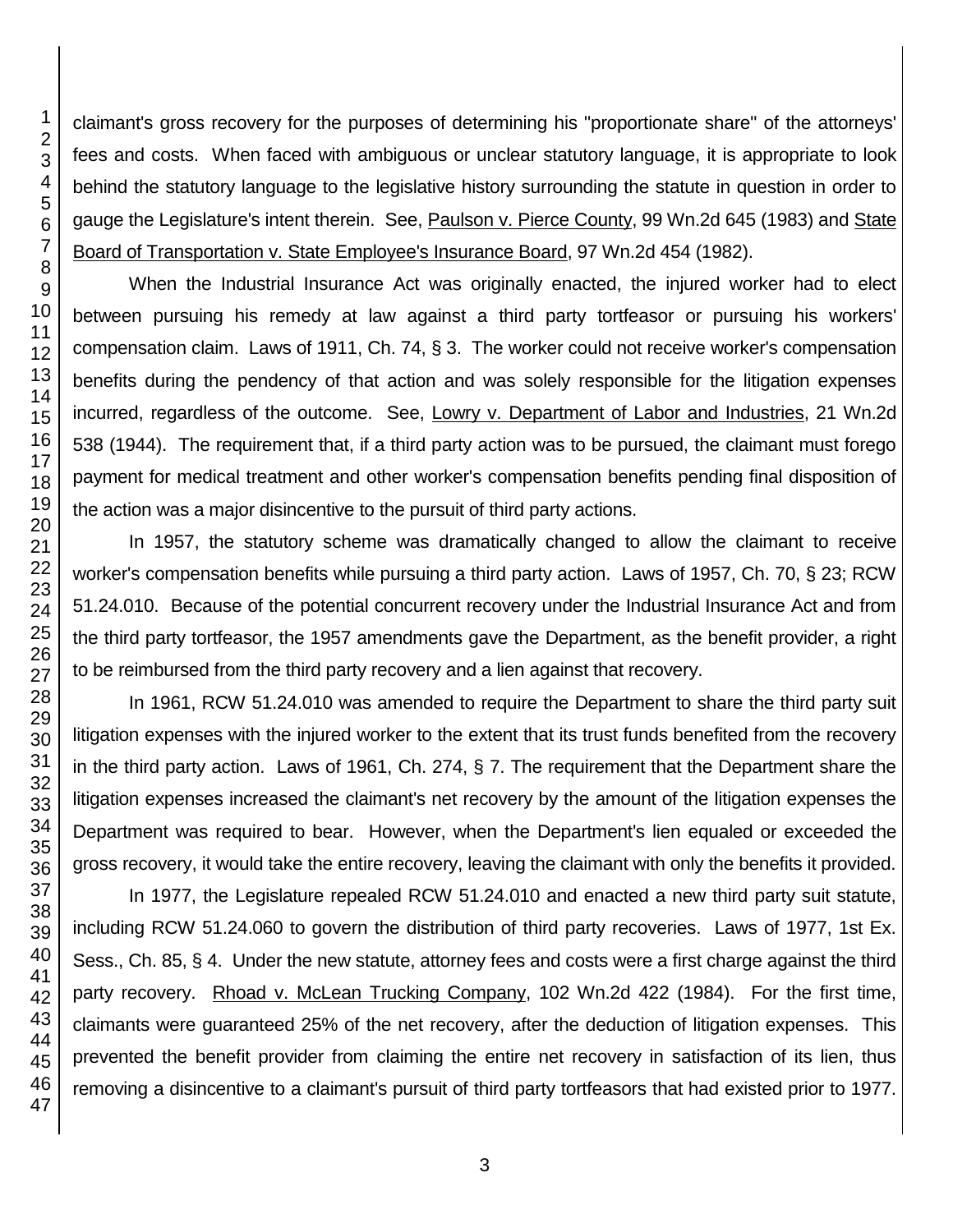claimant's gross recovery for the purposes of determining his "proportionate share" of the attorneys' fees and costs. When faced with ambiguous or unclear statutory language, it is appropriate to look behind the statutory language to the legislative history surrounding the statute in question in order to gauge the Legislature's intent therein. See, Paulson v. Pierce County, 99 Wn.2d 645 (1983) and State Board of Transportation v. State Employee's Insurance Board, 97 Wn.2d 454 (1982).

When the Industrial Insurance Act was originally enacted, the injured worker had to elect between pursuing his remedy at law against a third party tortfeasor or pursuing his workers' compensation claim. Laws of 1911, Ch. 74, § 3. The worker could not receive worker's compensation benefits during the pendency of that action and was solely responsible for the litigation expenses incurred, regardless of the outcome. See, Lowry v. Department of Labor and Industries, 21 Wn.2d 538 (1944). The requirement that, if a third party action was to be pursued, the claimant must forego payment for medical treatment and other worker's compensation benefits pending final disposition of the action was a major disincentive to the pursuit of third party actions.

In 1957, the statutory scheme was dramatically changed to allow the claimant to receive worker's compensation benefits while pursuing a third party action. Laws of 1957, Ch. 70, § 23; RCW 51.24.010. Because of the potential concurrent recovery under the Industrial Insurance Act and from the third party tortfeasor, the 1957 amendments gave the Department, as the benefit provider, a right to be reimbursed from the third party recovery and a lien against that recovery.

In 1961, RCW 51.24.010 was amended to require the Department to share the third party suit litigation expenses with the injured worker to the extent that its trust funds benefited from the recovery in the third party action. Laws of 1961, Ch. 274, § 7. The requirement that the Department share the litigation expenses increased the claimant's net recovery by the amount of the litigation expenses the Department was required to bear. However, when the Department's lien equaled or exceeded the gross recovery, it would take the entire recovery, leaving the claimant with only the benefits it provided.

In 1977, the Legislature repealed RCW 51.24.010 and enacted a new third party suit statute, including RCW 51.24.060 to govern the distribution of third party recoveries. Laws of 1977, 1st Ex. Sess., Ch. 85, § 4. Under the new statute, attorney fees and costs were a first charge against the third party recovery. Rhoad v. McLean Trucking Company, 102 Wn.2d 422 (1984). For the first time, claimants were guaranteed 25% of the net recovery, after the deduction of litigation expenses. This prevented the benefit provider from claiming the entire net recovery in satisfaction of its lien, thus removing a disincentive to a claimant's pursuit of third party tortfeasors that had existed prior to 1977.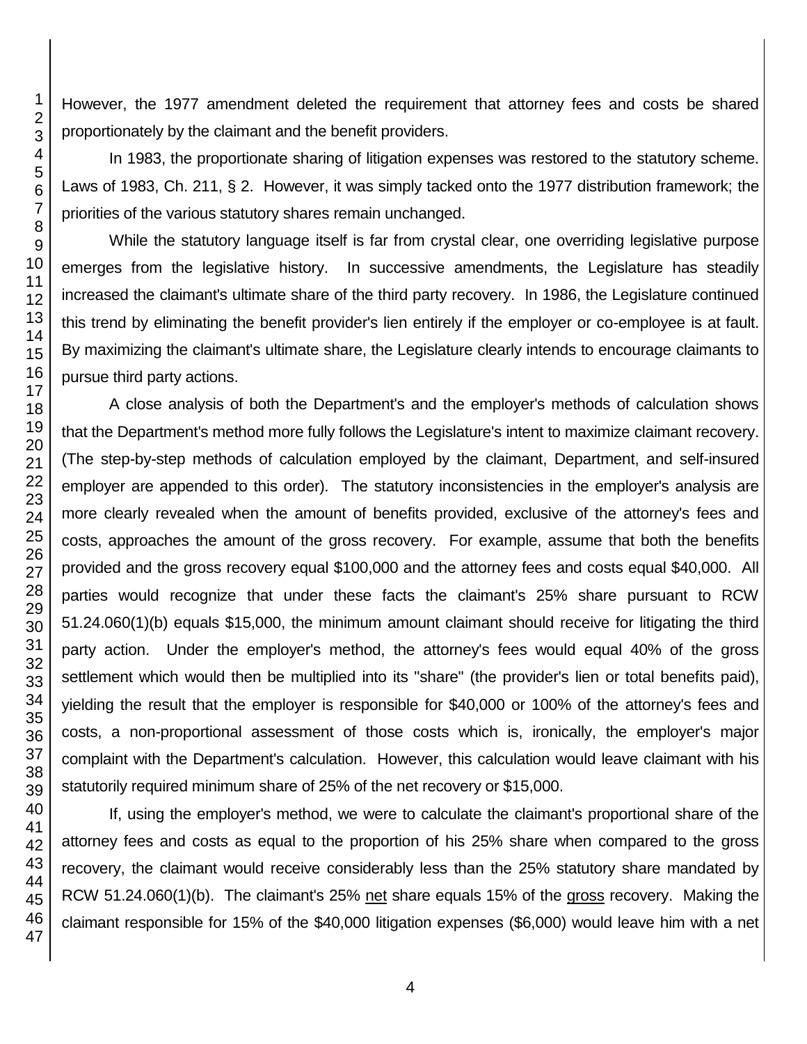However, the 1977 amendment deleted the requirement that attorney fees and costs be shared proportionately by the claimant and the benefit providers.

In 1983, the proportionate sharing of litigation expenses was restored to the statutory scheme. Laws of 1983, Ch. 211, § 2. However, it was simply tacked onto the 1977 distribution framework; the priorities of the various statutory shares remain unchanged.

While the statutory language itself is far from crystal clear, one overriding legislative purpose emerges from the legislative history. In successive amendments, the Legislature has steadily increased the claimant's ultimate share of the third party recovery. In 1986, the Legislature continued this trend by eliminating the benefit provider's lien entirely if the employer or co-employee is at fault. By maximizing the claimant's ultimate share, the Legislature clearly intends to encourage claimants to pursue third party actions.

A close analysis of both the Department's and the employer's methods of calculation shows that the Department's method more fully follows the Legislature's intent to maximize claimant recovery. (The step-by-step methods of calculation employed by the claimant, Department, and self-insured employer are appended to this order). The statutory inconsistencies in the employer's analysis are more clearly revealed when the amount of benefits provided, exclusive of the attorney's fees and costs, approaches the amount of the gross recovery. For example, assume that both the benefits provided and the gross recovery equal $100,000 and the attorney fees and costs equal $40,000. All parties would recognize that under these facts the claimant's 25% share pursuant to RCW 51.24.060(1)(b) equals $15,000, the minimum amount claimant should receive for litigating the third party action. Under the employer's method, the attorney's fees would equal 40% of the gross settlement which would then be multiplied into its "share" (the provider's lien or total benefits paid), yielding the result that the employer is responsible for $40,000 or 100% of the attorney's fees and costs, a non-proportional assessment of those costs which is, ironically, the employer's major complaint with the Department's calculation. However, this calculation would leave claimant with his statutorily required minimum share of 25% of the net recovery or $15,000.

If, using the employer's method, we were to calculate the claimant's proportional share of the attorney fees and costs as equal to the proportion of his 25% share when compared to the gross recovery, the claimant would receive considerably less than the 25% statutory share mandated by RCW 51.24.060(1)(b). The claimant's 25% <u>net</u> share equals 15% of the <u>gross</u> recovery. Making the claimant responsible for 15% of the $40,000 litigation expenses ($6,000) would leave him with a net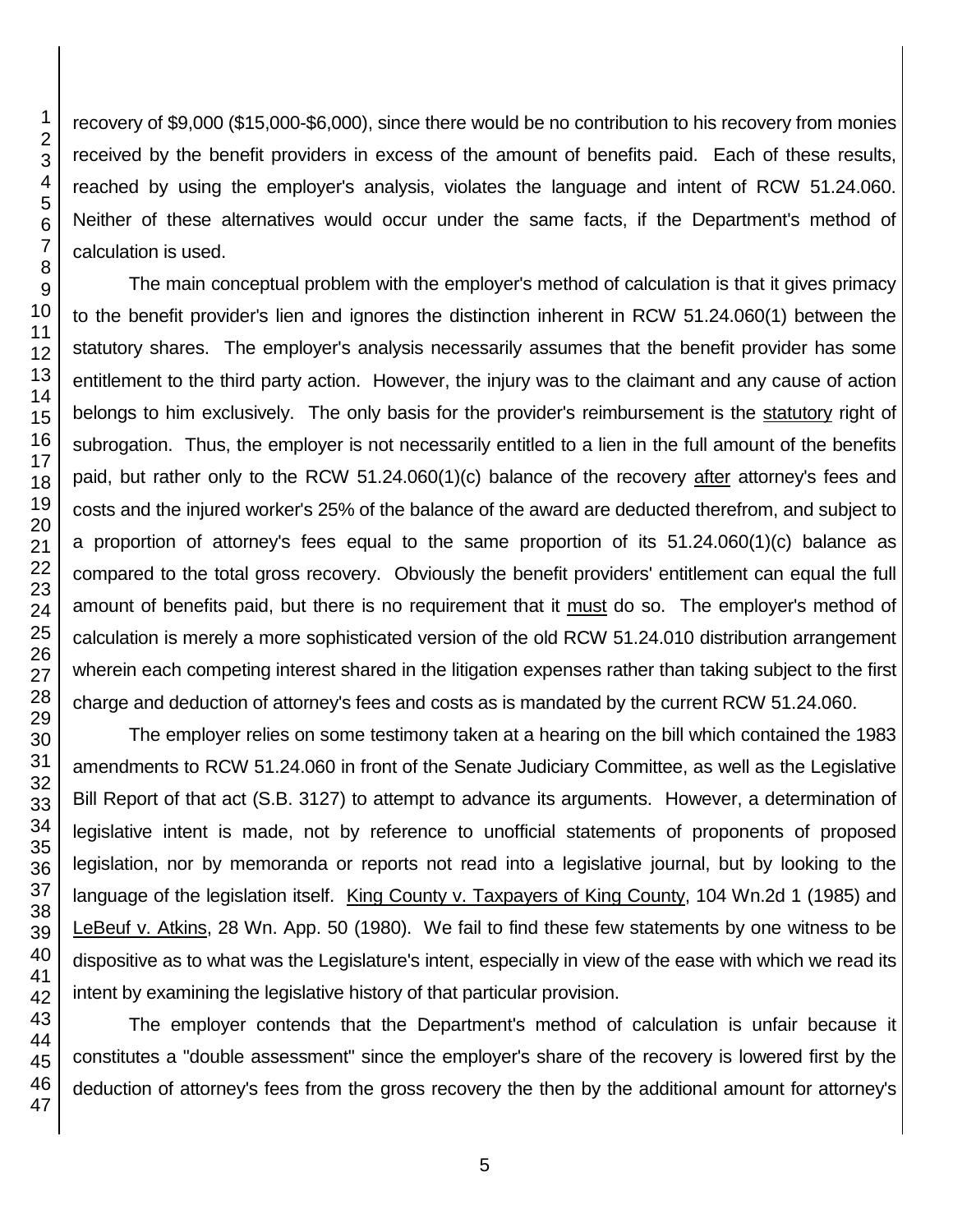recovery of $9,000 ($15,000-$6,000), since there would be no contribution to his recovery from monies received by the benefit providers in excess of the amount of benefits paid. Each of these results, reached by using the employer's analysis, violates the language and intent of RCW 51.24.060. Neither of these alternatives would occur under the same facts, if the Department's method of calculation is used.

The main conceptual problem with the employer's method of calculation is that it gives primacy to the benefit provider's lien and ignores the distinction inherent in RCW 51.24.060(1) between the statutory shares. The employer's analysis necessarily assumes that the benefit provider has some entitlement to the third party action. However, the injury was to the claimant and any cause of action belongs to him exclusively. The only basis for the provider's reimbursement is the statutory right of subrogation. Thus, the employer is not necessarily entitled to a lien in the full amount of the benefits paid, but rather only to the RCW 51.24.060(1)(c) balance of the recovery after attorney's fees and costs and the injured worker's 25% of the balance of the award are deducted therefrom, and subject to a proportion of attorney's fees equal to the same proportion of its 51.24.060(1)(c) balance as compared to the total gross recovery. Obviously the benefit providers' entitlement can equal the full amount of benefits paid, but there is no requirement that it must do so. The employer's method of calculation is merely a more sophisticated version of the old RCW 51.24.010 distribution arrangement wherein each competing interest shared in the litigation expenses rather than taking subject to the first charge and deduction of attorney's fees and costs as is mandated by the current RCW 51.24.060.

The employer relies on some testimony taken at a hearing on the bill which contained the 1983 amendments to RCW 51.24.060 in front of the Senate Judiciary Committee, as well as the Legislative Bill Report of that act (S.B. 3127) to attempt to advance its arguments. However, a determination of legislative intent is made, not by reference to unofficial statements of proponents of proposed legislation, nor by memoranda or reports not read into a legislative journal, but by looking to the language of the legislation itself. King County v. Taxpayers of King County, 104 Wn.2d 1 (1985) and LeBeuf v. Atkins, 28 Wn. App. 50 (1980). We fail to find these few statements by one witness to be dispositive as to what was the Legislature's intent, especially in view of the ease with which we read its intent by examining the legislative history of that particular provision.

The employer contends that the Department's method of calculation is unfair because it constitutes a "double assessment" since the employer's share of the recovery is lowered first by the deduction of attorney's fees from the gross recovery the then by the additional amount for attorney's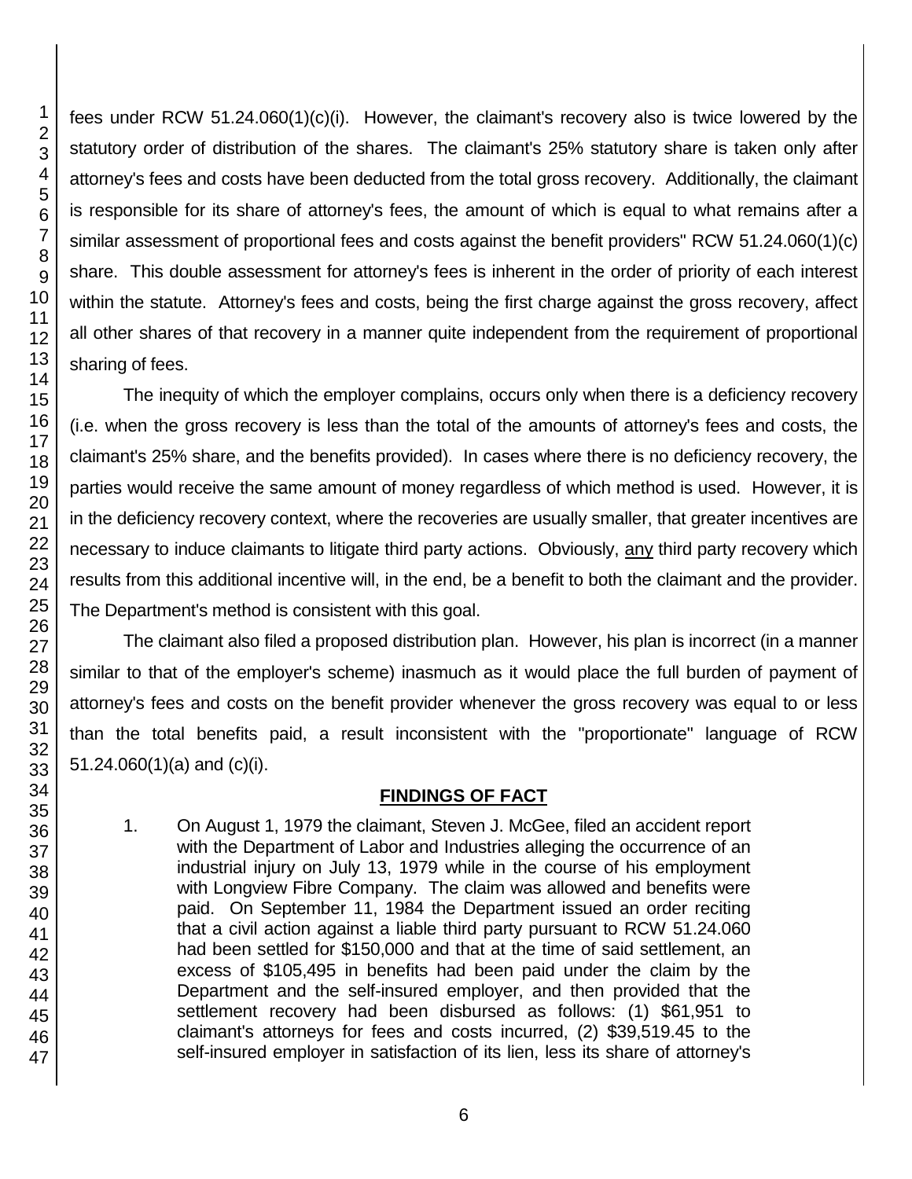fees under RCW 51.24.060(1)(c)(i). However, the claimant's recovery also is twice lowered by the statutory order of distribution of the shares. The claimant's 25% statutory share is taken only after attorney's fees and costs have been deducted from the total gross recovery. Additionally, the claimant is responsible for its share of attorney's fees, the amount of which is equal to what remains after a similar assessment of proportional fees and costs against the benefit providers" RCW 51.24.060(1)(c) share. This double assessment for attorney's fees is inherent in the order of priority of each interest within the statute. Attorney's fees and costs, being the first charge against the gross recovery, affect all other shares of that recovery in a manner quite independent from the requirement of proportional sharing of fees.

The inequity of which the employer complains, occurs only when there is a deficiency recovery (i.e. when the gross recovery is less than the total of the amounts of attorney's fees and costs, the claimant's 25% share, and the benefits provided). In cases where there is no deficiency recovery, the parties would receive the same amount of money regardless of which method is used. However, it is in the deficiency recovery context, where the recoveries are usually smaller, that greater incentives are necessary to induce claimants to litigate third party actions. Obviously, any third party recovery which results from this additional incentive will, in the end, be a benefit to both the claimant and the provider. The Department's method is consistent with this goal.

The claimant also filed a proposed distribution plan. However, his plan is incorrect (in a manner similar to that of the employer's scheme) inasmuch as it would place the full burden of payment of attorney's fees and costs on the benefit provider whenever the gross recovery was equal to or less than the total benefits paid, a result inconsistent with the "proportionate" language of RCW 51.24.060(1)(a) and (c)(i).

## FINDINGS OF FACT

1. On August 1, 1979 the claimant, Steven J. McGee, filed an accident report with the Department of Labor and Industries alleging the occurrence of an industrial injury on July 13, 1979 while in the course of his employment with Longview Fibre Company. The claim was allowed and benefits were paid. On September 11, 1984 the Department issued an order reciting that a civil action against a liable third party pursuant to RCW 51.24.060 had been settled for $150,000 and that at the time of said settlement, an excess of $105,495 in benefits had been paid under the claim by the Department and the self-insured employer, and then provided that the settlement recovery had been disbursed as follows: (1) $61,951 to claimant's attorneys for fees and costs incurred, (2) $39,519.45 to the self-insured employer in satisfaction of its lien, less its share of attorney's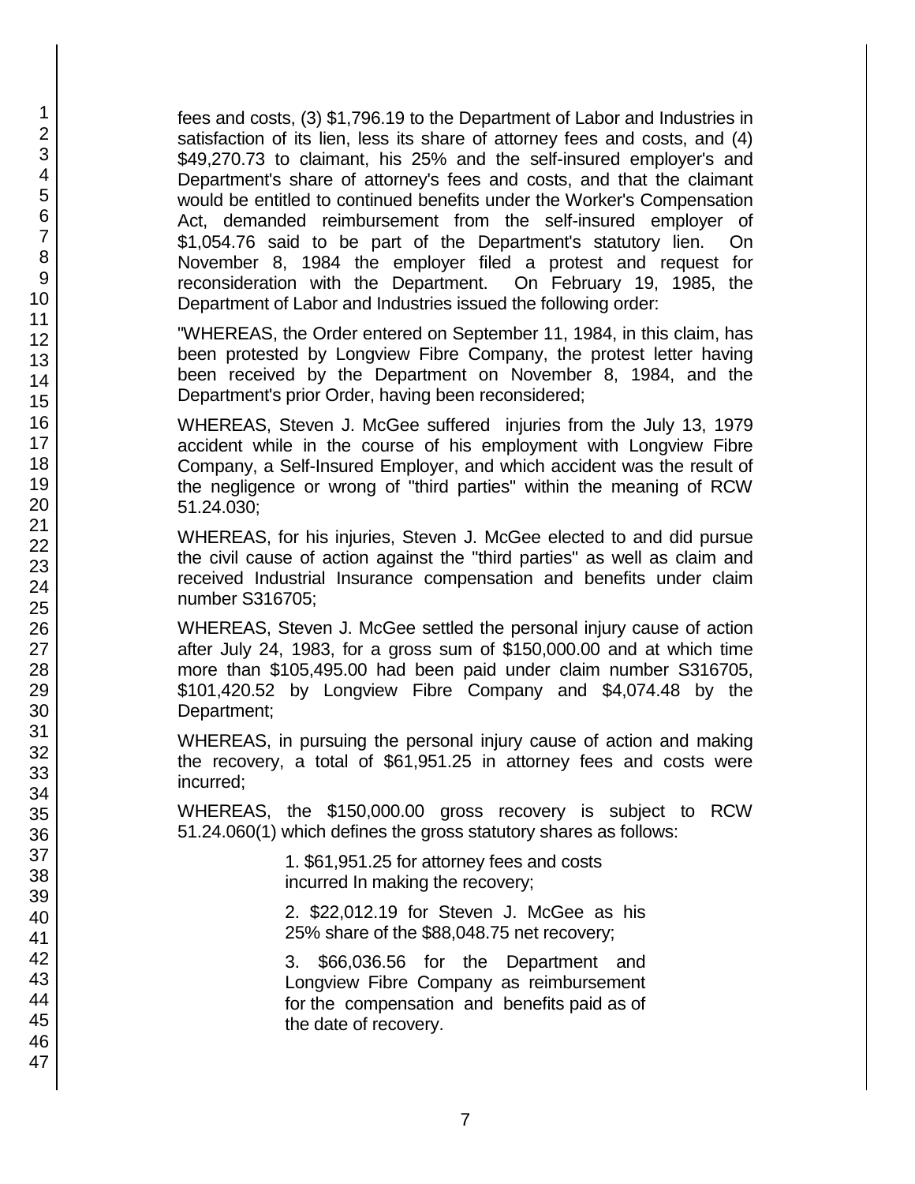fees and costs, (3) $1,796.19 to the Department of Labor and Industries in satisfaction of its lien, less its share of attorney fees and costs, and (4) $49,270.73 to claimant, his 25% and the self-insured employer's and Department's share of attorney's fees and costs, and that the claimant would be entitled to continued benefits under the Worker's Compensation Act, demanded reimbursement from the self-insured employer of $1,054.76 said to be part of the Department's statutory lien. On November 8, 1984 the employer filed a protest and request for reconsideration with the Department. On February 19, 1985, the Department of Labor and Industries issued the following order:

"WHEREAS, the Order entered on September 11, 1984, in this claim, has been protested by Longview Fibre Company, the protest letter having been received by the Department on November 8, 1984, and the Department's prior Order, having been reconsidered;

WHEREAS, Steven J. McGee suffered injuries from the July 13, 1979 accident while in the course of his employment with Longview Fibre Company, a Self-Insured Employer, and which accident was the result of the negligence or wrong of "third parties" within the meaning of RCW 51.24.030;

WHEREAS, for his injuries, Steven J. McGee elected to and did pursue the civil cause of action against the "third parties" as well as claim and received Industrial Insurance compensation and benefits under claim number S316705;

WHEREAS, Steven J. McGee settled the personal injury cause of action after July 24, 1983, for a gross sum of $150,000.00 and at which time more than $105,495.00 had been paid under claim number S316705, $101,420.52 by Longview Fibre Company and $4,074.48 by the Department;

WHEREAS, in pursuing the personal injury cause of action and making the recovery, a total of $61,951.25 in attorney fees and costs were incurred;

WHEREAS, the $150,000.00 gross recovery is subject to RCW 51.24.060(1) which defines the gross statutory shares as follows:

> 1. $61,951.25 for attorney fees and costs incurred In making the recovery;
>
> 2. $22,012.19 for Steven J. McGee as his 25% share of the $88,048.75 net recovery;
>
> 3. $66,036.56 for the Department and Longview Fibre Company as reimbursement for the compensation and benefits paid as of the date of recovery.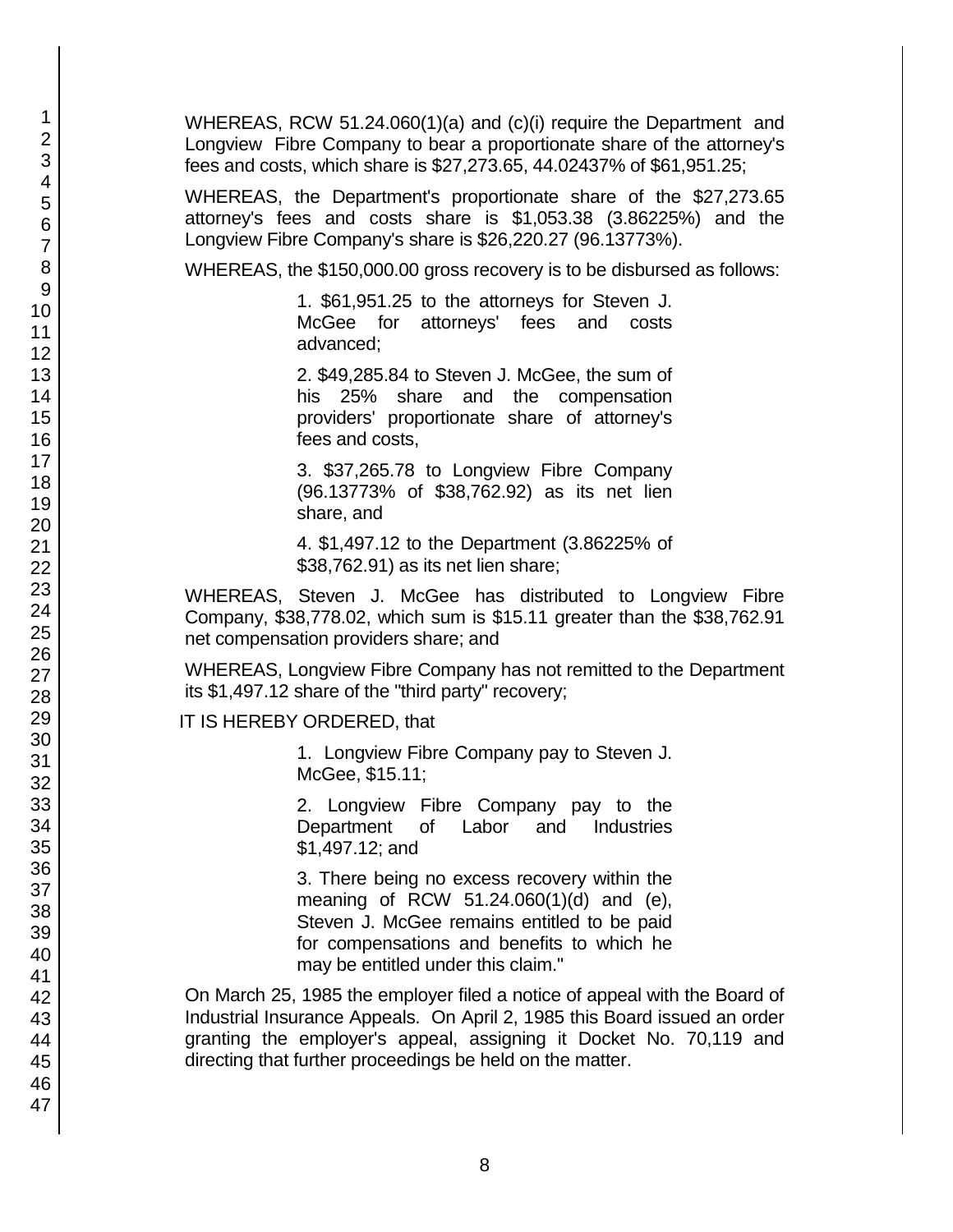WHEREAS, RCW 51.24.060(1)(a) and (c)(i) require the Department and Longview Fibre Company to bear a proportionate share of the attorney's fees and costs, which share is $27,273.65, 44.02437% of $61,951.25;

WHEREAS, the Department's proportionate share of the $27,273.65 attorney's fees and costs share is $1,053.38 (3.86225%) and the Longview Fibre Company's share is $26,220.27 (96.13773%).

WHEREAS, the $150,000.00 gross recovery is to be disbursed as follows:

> 1. $61,951.25 to the attorneys for Steven J. McGee for attorneys' fees and costs advanced;
>
> 2. $49,285.84 to Steven J. McGee, the sum of his 25% share and the compensation providers' proportionate share of attorney's fees and costs,
>
> 3. $37,265.78 to Longview Fibre Company (96.13773% of $38,762.92) as its net lien share, and
>
> 4. $1,497.12 to the Department (3.86225% of $38,762.91) as its net lien share;

WHEREAS, Steven J. McGee has distributed to Longview Fibre Company, $38,778.02, which sum is $15.11 greater than the $38,762.91 net compensation providers share; and

WHEREAS, Longview Fibre Company has not remitted to the Department its $1,497.12 share of the "third party" recovery;

IT IS HEREBY ORDERED, that

> 1. Longview Fibre Company pay to Steven J. McGee, $15.11;
>
> 2. Longview Fibre Company pay to the Department of Labor and Industries $1,497.12; and
>
> 3. There being no excess recovery within the meaning of RCW 51.24.060(1)(d) and (e), Steven J. McGee remains entitled to be paid for compensations and benefits to which he may be entitled under this claim."

On March 25, 1985 the employer filed a notice of appeal with the Board of Industrial Insurance Appeals. On April 2, 1985 this Board issued an order granting the employer's appeal, assigning it Docket No. 70,119 and directing that further proceedings be held on the matter.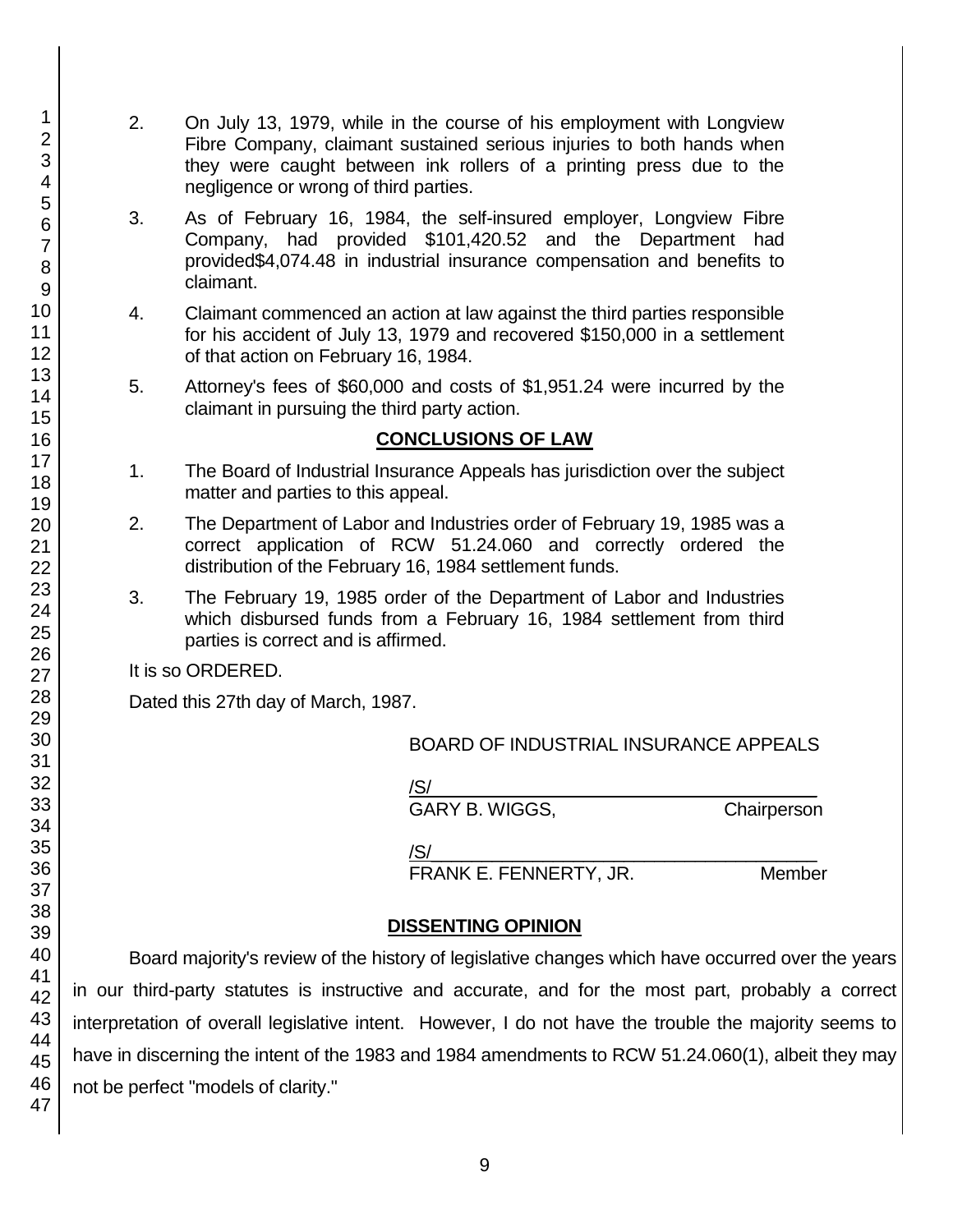2. On July 13, 1979, while in the course of his employment with Longview Fibre Company, claimant sustained serious injuries to both hands when they were caught between ink rollers of a printing press due to the negligence or wrong of third parties.

3. As of February 16, 1984, the self-insured employer, Longview Fibre Company, had provided $101,420.52 and the Department had provided$4,074.48 in industrial insurance compensation and benefits to claimant.

4. Claimant commenced an action at law against the third parties responsible for his accident of July 13, 1979 and recovered $150,000 in a settlement of that action on February 16, 1984.

5. Attorney's fees of $60,000 and costs of $1,951.24 were incurred by the claimant in pursuing the third party action.

## CONCLUSIONS OF LAW

1. The Board of Industrial Insurance Appeals has jurisdiction over the subject matter and parties to this appeal.

2. The Department of Labor and Industries order of February 19, 1985 was a correct application of RCW 51.24.060 and correctly ordered the distribution of the February 16, 1984 settlement funds.

3. The February 19, 1985 order of the Department of Labor and Industries which disbursed funds from a February 16, 1984 settlement from third parties is correct and is affirmed.

It is so ORDERED.

Dated this 27th day of March, 1987.

BOARD OF INDUSTRIAL INSURANCE APPEALS

/S/
GARY B. WIGGS, Chairperson

/S/
FRANK E. FENNERTY, JR. Member

## DISSENTING OPINION

Board majority's review of the history of legislative changes which have occurred over the years in our third-party statutes is instructive and accurate, and for the most part, probably a correct interpretation of overall legislative intent. However, I do not have the trouble the majority seems to have in discerning the intent of the 1983 and 1984 amendments to RCW 51.24.060(1), albeit they may not be perfect "models of clarity."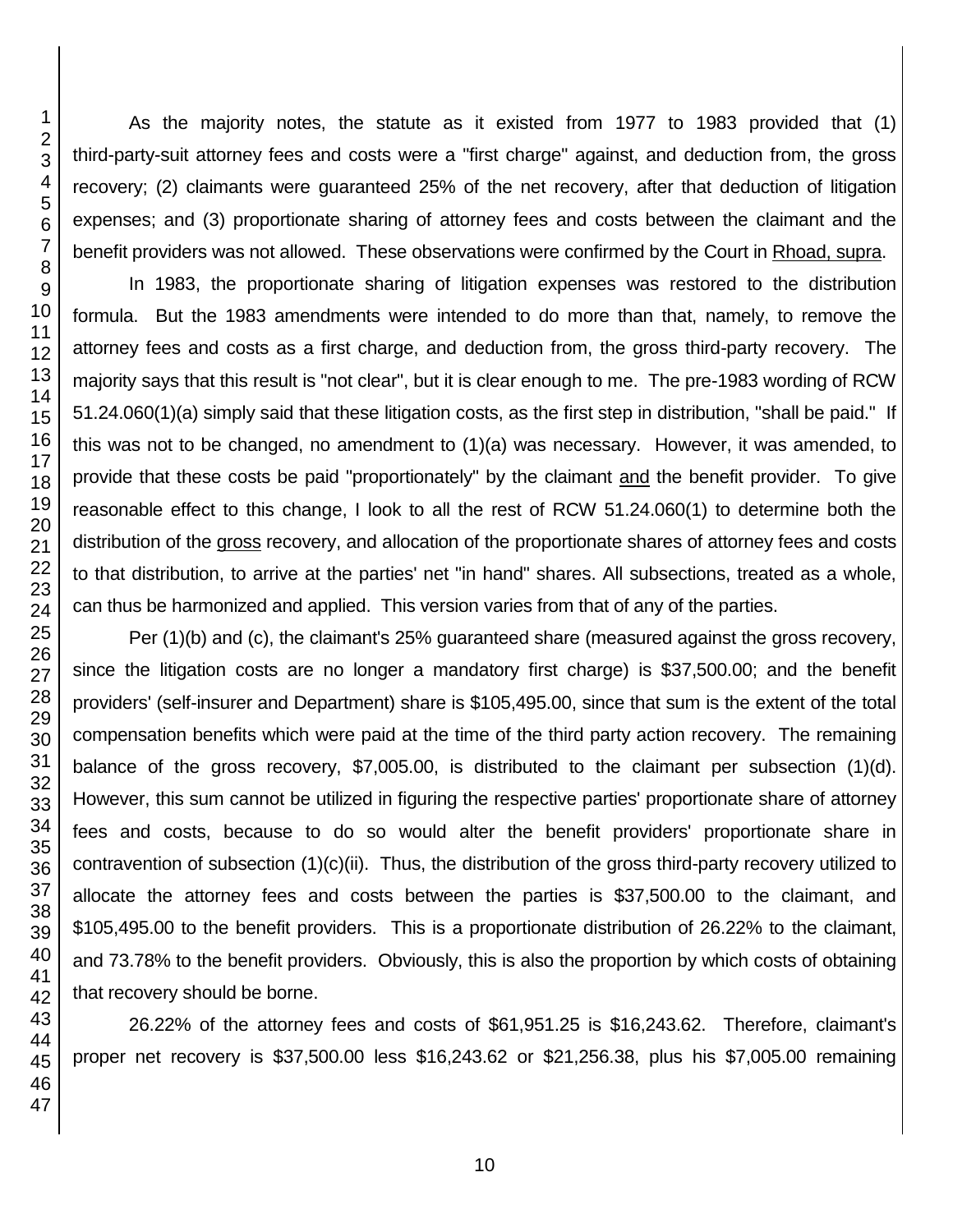As the majority notes, the statute as it existed from 1977 to 1983 provided that (1) third-party-suit attorney fees and costs were a "first charge" against, and deduction from, the gross recovery; (2) claimants were guaranteed 25% of the net recovery, after that deduction of litigation expenses; and (3) proportionate sharing of attorney fees and costs between the claimant and the benefit providers was not allowed. These observations were confirmed by the Court in Rhoad, supra.

In 1983, the proportionate sharing of litigation expenses was restored to the distribution formula. But the 1983 amendments were intended to do more than that, namely, to remove the attorney fees and costs as a first charge, and deduction from, the gross third-party recovery. The majority says that this result is "not clear", but it is clear enough to me. The pre-1983 wording of RCW 51.24.060(1)(a) simply said that these litigation costs, as the first step in distribution, "shall be paid." If this was not to be changed, no amendment to (1)(a) was necessary. However, it was amended, to provide that these costs be paid "proportionately" by the claimant and the benefit provider. To give reasonable effect to this change, I look to all the rest of RCW 51.24.060(1) to determine both the distribution of the gross recovery, and allocation of the proportionate shares of attorney fees and costs to that distribution, to arrive at the parties' net "in hand" shares. All subsections, treated as a whole, can thus be harmonized and applied. This version varies from that of any of the parties.

Per (1)(b) and (c), the claimant's 25% guaranteed share (measured against the gross recovery, since the litigation costs are no longer a mandatory first charge) is $37,500.00; and the benefit providers' (self-insurer and Department) share is $105,495.00, since that sum is the extent of the total compensation benefits which were paid at the time of the third party action recovery. The remaining balance of the gross recovery, $7,005.00, is distributed to the claimant per subsection (1)(d). However, this sum cannot be utilized in figuring the respective parties' proportionate share of attorney fees and costs, because to do so would alter the benefit providers' proportionate share in contravention of subsection (1)(c)(ii). Thus, the distribution of the gross third-party recovery utilized to allocate the attorney fees and costs between the parties is $37,500.00 to the claimant, and $105,495.00 to the benefit providers. This is a proportionate distribution of 26.22% to the claimant, and 73.78% to the benefit providers. Obviously, this is also the proportion by which costs of obtaining that recovery should be borne.

26.22% of the attorney fees and costs of $61,951.25 is $16,243.62. Therefore, claimant's proper net recovery is $37,500.00 less $16,243.62 or $21,256.38, plus his $7,005.00 remaining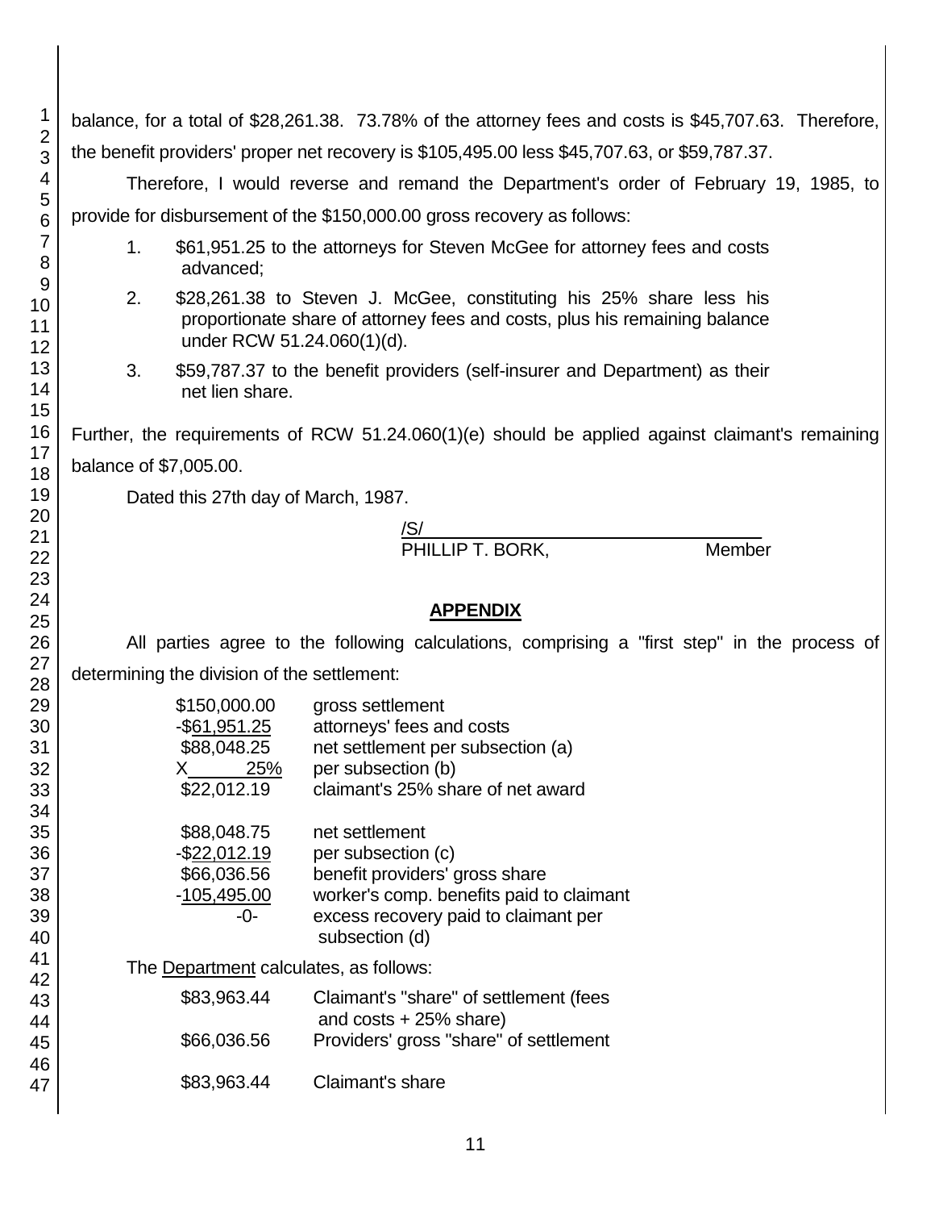balance, for a total of $28,261.38. 73.78% of the attorney fees and costs is $45,707.63. Therefore, the benefit providers' proper net recovery is $105,495.00 less $45,707.63, or $59,787.37.

Therefore, I would reverse and remand the Department's order of February 19, 1985, to provide for disbursement of the $150,000.00 gross recovery as follows:

1. $61,951.25 to the attorneys for Steven McGee for attorney fees and costs advanced;
2. $28,261.38 to Steven J. McGee, constituting his 25% share less his proportionate share of attorney fees and costs, plus his remaining balance under RCW 51.24.060(1)(d).
3. $59,787.37 to the benefit providers (self-insurer and Department) as their net lien share.

Further, the requirements of RCW 51.24.060(1)(e) should be applied against claimant's remaining balance of $7,005.00.

Dated this 27th day of March, 1987.

/S/
PHILLIP T. BORK, Member

## APPENDIX

All parties agree to the following calculations, comprising a "first step" in the process of determining the division of the settlement:

| | |
|---|---|
| $150,000.00 | gross settlement |
| -$61,951.25 | attorneys' fees and costs |
| $88,048.25 | net settlement per subsection (a) |
| X 25% | per subsection (b) |
| $22,012.19 | claimant's 25% share of net award |
| | |
| $88,048.75 | net settlement |
| -$22,012.19 | per subsection (c) |
| $66,036.56 | benefit providers' gross share |
| -105,495.00 | worker's comp. benefits paid to claimant |
| -0- | excess recovery paid to claimant per subsection (d) |

The Department calculates, as follows:

| | |
|---|---|
| $83,963.44 | Claimant's "share" of settlement (fees and costs + 25% share) |
| $66,036.56 | Providers' gross "share" of settlement |
| | |
| $83,963.44 | Claimant's share |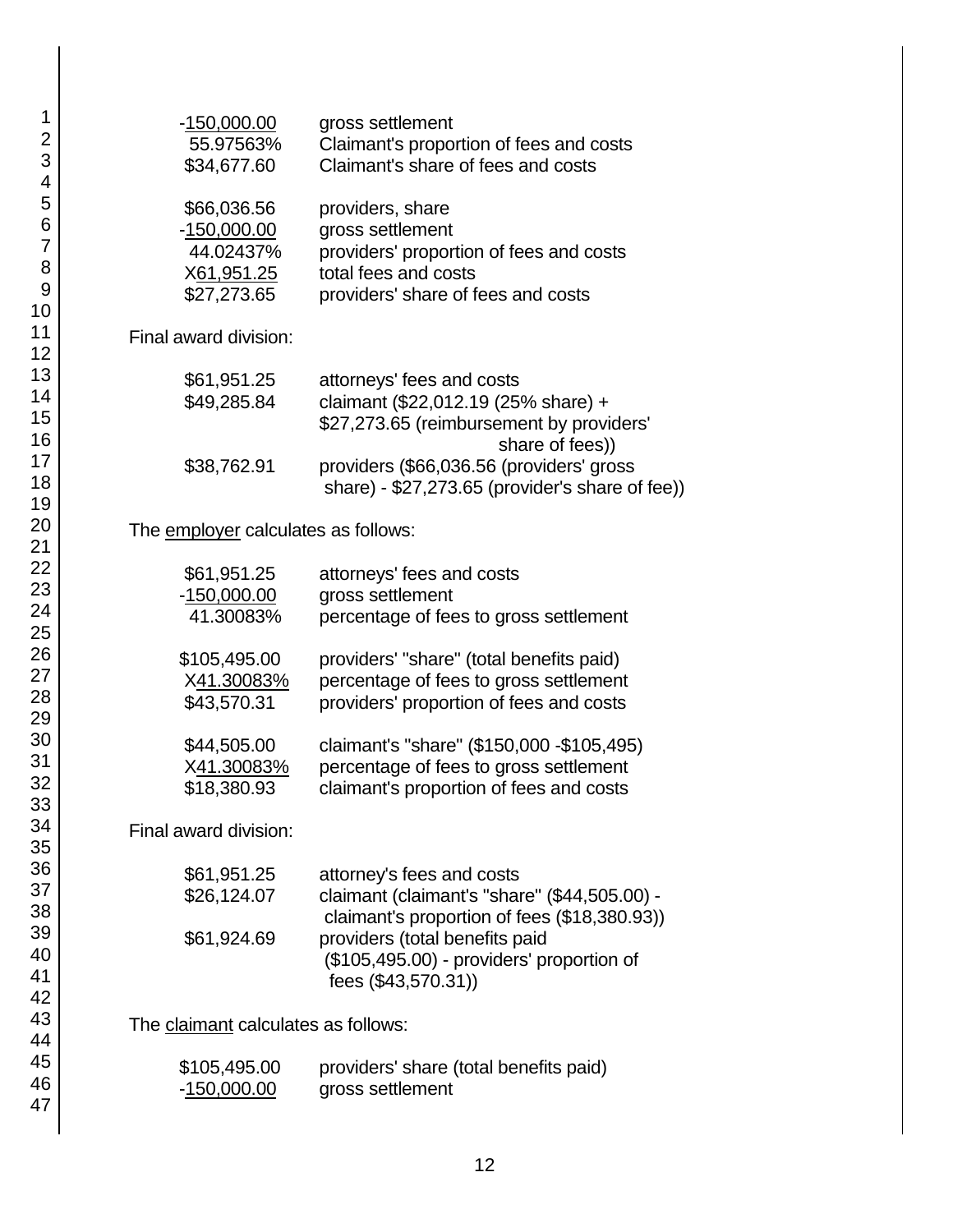| | |
|---|---|
| -150,000.00 | gross settlement |
| 55.97563% | Claimant's proportion of fees and costs |
| $34,677.60 | Claimant's share of fees and costs |

| | |
|---|---|
| $66,036.56 | providers, share |
| -150,000.00 | gross settlement |
| 44.02437% | providers' proportion of fees and costs |
| X61,951.25 | total fees and costs |
| $27,273.65 | providers' share of fees and costs |

Final award division:

| | |
|---|---|
| $61,951.25 | attorneys' fees and costs |
| $49,285.84 | claimant ($22,012.19 (25% share) + $27,273.65 (reimbursement by providers' share of fees)) |
| $38,762.91 | providers ($66,036.56 (providers' gross share) - $27,273.65 (provider's share of fee)) |

The employer calculates as follows:

| | |
|---|---|
| $61,951.25 | attorneys' fees and costs |
| -150,000.00 | gross settlement |
| 41.30083% | percentage of fees to gross settlement |

| | |
|---|---|
| $105,495.00 | providers' "share" (total benefits paid) |
| X41.30083% | percentage of fees to gross settlement |
| $43,570.31 | providers' proportion of fees and costs |

| | |
|---|---|
| $44,505.00 | claimant's "share" ($150,000 -$105,495) |
| X41.30083% | percentage of fees to gross settlement |
| $18,380.93 | claimant's proportion of fees and costs |

Final award division:

| | |
|---|---|
| $61,951.25 | attorney's fees and costs |
| $26,124.07 | claimant (claimant's "share" ($44,505.00) - claimant's proportion of fees ($18,380.93)) |
| $61,924.69 | providers (total benefits paid ($105,495.00) - providers' proportion of fees ($43,570.31)) |

The claimant calculates as follows:

| | |
|---|---|
| $105,495.00 | providers' share (total benefits paid) |
| -150,000.00 | gross settlement |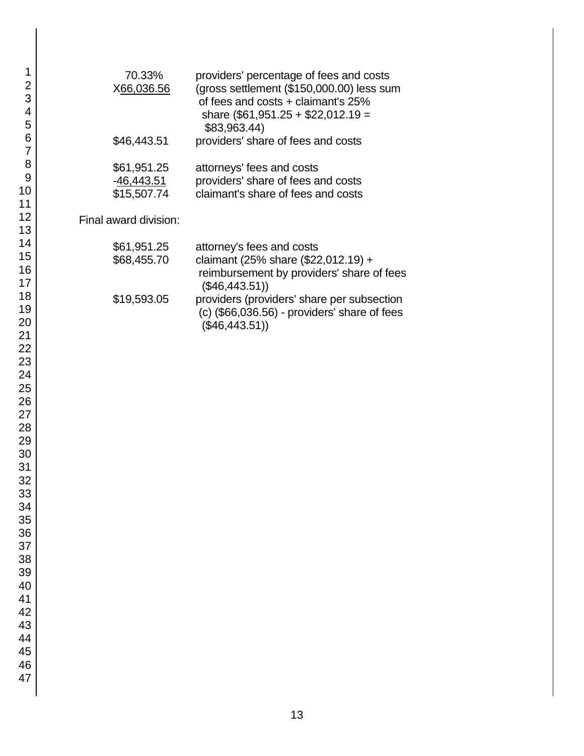| | |
|---|---|
| 70.33% | providers' percentage of fees and costs |
| X66,036.56 | (gross settlement ($150,000.00) less sum of fees and costs + claimant's 25% share ($61,951.25 + $22,012.19 = $83,963.44) |
| $46,443.51 | providers' share of fees and costs |

| | |
|---|---|
| $61,951.25 | attorneys' fees and costs |
| -46,443.51 | providers' share of fees and costs |
| $15,507.74 | claimant's share of fees and costs |

Final award division:

| | |
|---|---|
| $61,951.25 | attorney's fees and costs |
| $68,455.70 | claimant (25% share ($22,012.19) + reimbursement by providers' share of fees ($46,443.51)) |
| $19,593.05 | providers (providers' share per subsection (c) ($66,036.56) - providers' share of fees ($46,443.51)) |